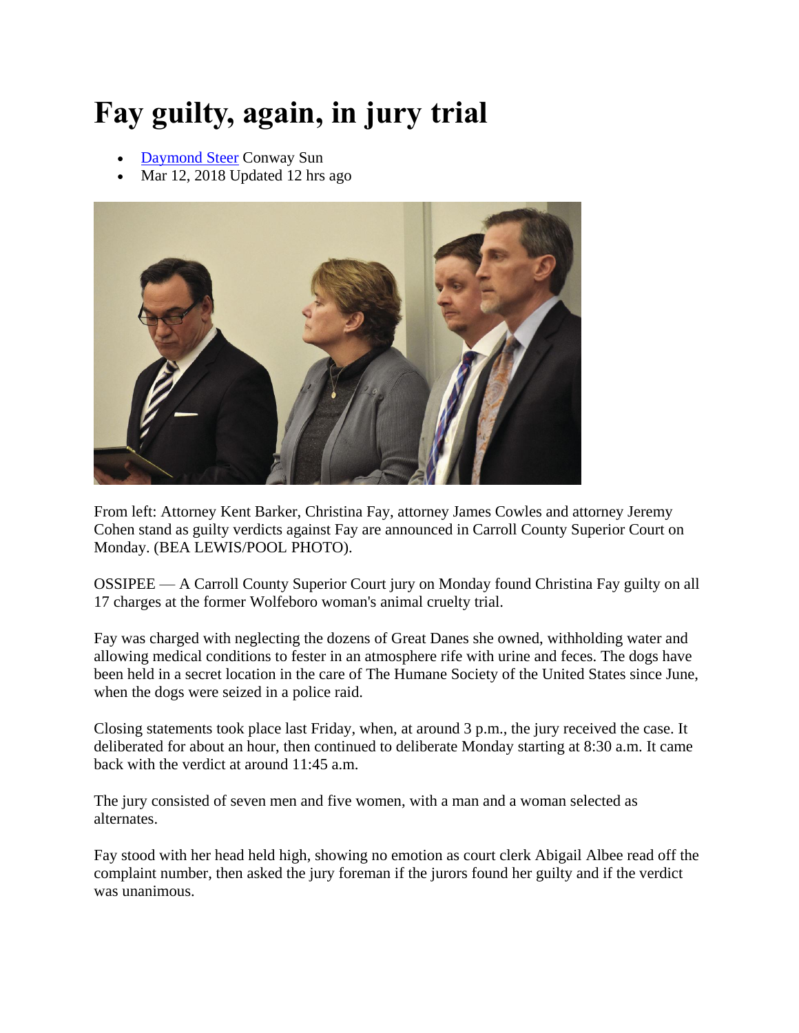# Fay guilty, again, in jury trial

- [Daymond Steer](#) Conway Sun
- Mar 12, 2018 Updated 12 hrs ago

From left: Attorney Kent Barker, Christina Fay, attorney James Cowles and attorney Jeremy Cohen stand as guilty verdicts against Fay are announced in Carroll County Superior Court on Monday. (BEA LEWIS/POOL PHOTO).

OSSIPEE — A Carroll County Superior Court jury on Monday found Christina Fay guilty on all 17 charges at the former Wolfeboro woman's animal cruelty trial.

Fay was charged with neglecting the dozens of Great Danes she owned, withholding water and allowing medical conditions to fester in an atmosphere rife with urine and feces. The dogs have been held in a secret location in the care of The Humane Society of the United States since June, when the dogs were seized in a police raid.

Closing statements took place last Friday, when, at around 3 p.m., the jury received the case. It deliberated for about an hour, then continued to deliberate Monday starting at 8:30 a.m. It came back with the verdict at around 11:45 a.m.

The jury consisted of seven men and five women, with a man and a woman selected as alternates.

Fay stood with her head held high, showing no emotion as court clerk Abigail Albee read off the complaint number, then asked the jury foreman if the jurors found her guilty and if the verdict was unanimous.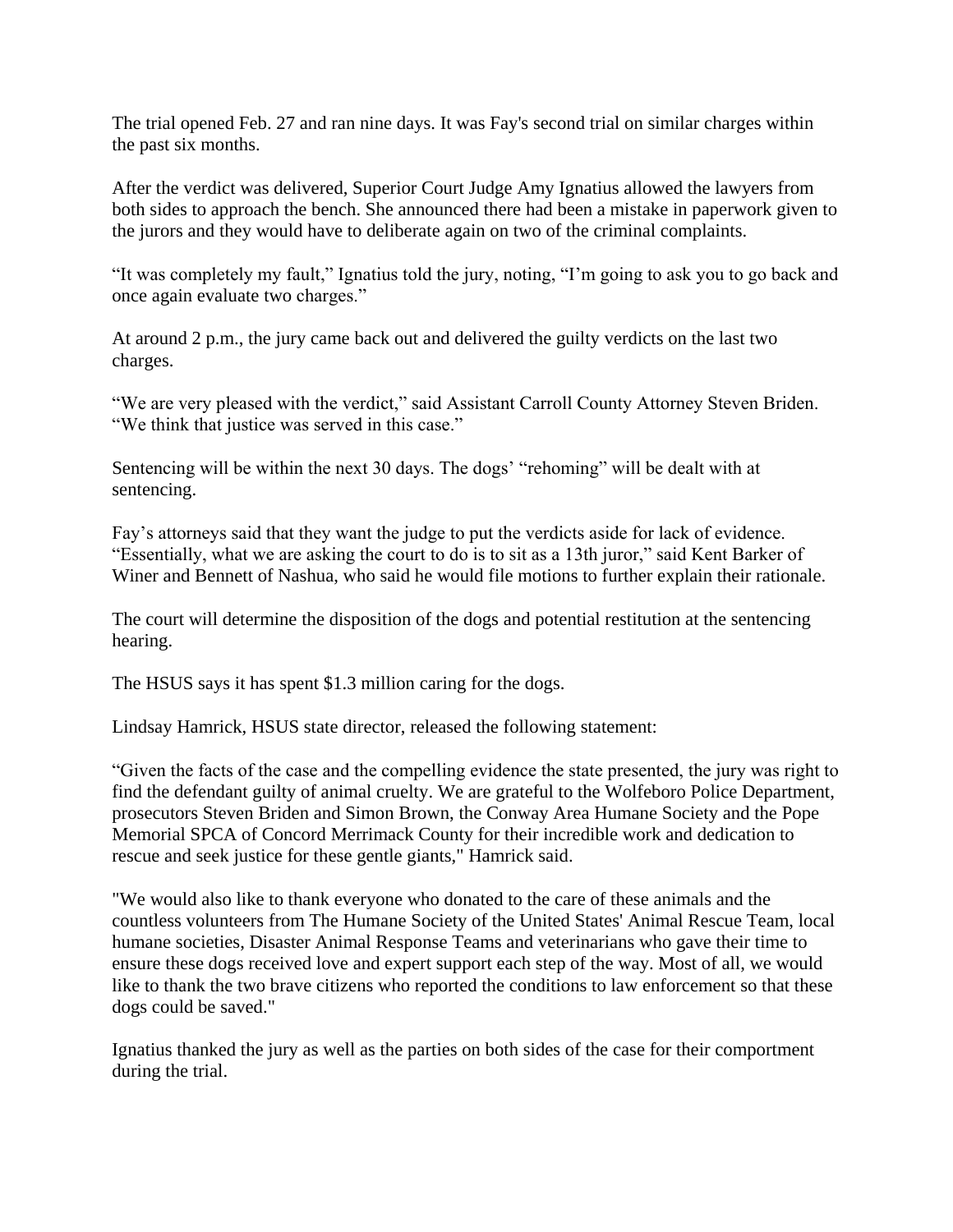The trial opened Feb. 27 and ran nine days. It was Fay's second trial on similar charges within the past six months.

After the verdict was delivered, Superior Court Judge Amy Ignatius allowed the lawyers from both sides to approach the bench. She announced there had been a mistake in paperwork given to the jurors and they would have to deliberate again on two of the criminal complaints.

“It was completely my fault,” Ignatius told the jury, noting, “I’m going to ask you to go back and once again evaluate two charges.”

At around 2 p.m., the jury came back out and delivered the guilty verdicts on the last two charges.

“We are very pleased with the verdict,” said Assistant Carroll County Attorney Steven Briden. “We think that justice was served in this case.”

Sentencing will be within the next 30 days. The dogs’ “rehoming” will be dealt with at sentencing.

Fay’s attorneys said that they want the judge to put the verdicts aside for lack of evidence. “Essentially, what we are asking the court to do is to sit as a 13th juror,” said Kent Barker of Winer and Bennett of Nashua, who said he would file motions to further explain their rationale.

The court will determine the disposition of the dogs and potential restitution at the sentencing hearing.

The HSUS says it has spent $1.3 million caring for the dogs.

Lindsay Hamrick, HSUS state director, released the following statement:

“Given the facts of the case and the compelling evidence the state presented, the jury was right to find the defendant guilty of animal cruelty. We are grateful to the Wolfeboro Police Department, prosecutors Steven Briden and Simon Brown, the Conway Area Humane Society and the Pope Memorial SPCA of Concord Merrimack County for their incredible work and dedication to rescue and seek justice for these gentle giants," Hamrick said.

"We would also like to thank everyone who donated to the care of these animals and the countless volunteers from The Humane Society of the United States' Animal Rescue Team, local humane societies, Disaster Animal Response Teams and veterinarians who gave their time to ensure these dogs received love and expert support each step of the way. Most of all, we would like to thank the two brave citizens who reported the conditions to law enforcement so that these dogs could be saved."

Ignatius thanked the jury as well as the parties on both sides of the case for their comportment during the trial.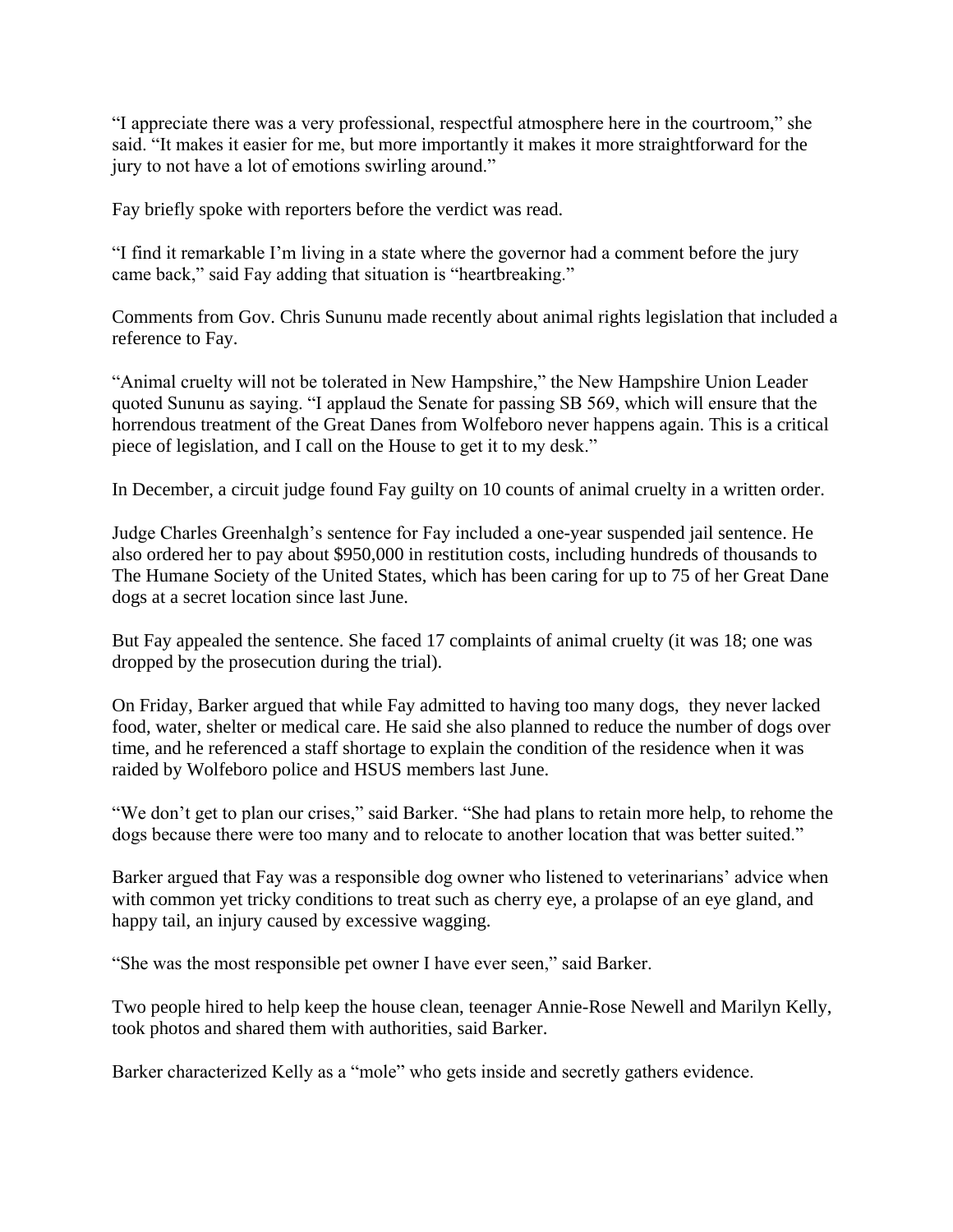"I appreciate there was a very professional, respectful atmosphere here in the courtroom," she said. "It makes it easier for me, but more importantly it makes it more straightforward for the jury to not have a lot of emotions swirling around."

Fay briefly spoke with reporters before the verdict was read.

"I find it remarkable I'm living in a state where the governor had a comment before the jury came back," said Fay adding that situation is "heartbreaking."

Comments from Gov. Chris Sununu made recently about animal rights legislation that included a reference to Fay.

"Animal cruelty will not be tolerated in New Hampshire," the New Hampshire Union Leader quoted Sununu as saying. "I applaud the Senate for passing SB 569, which will ensure that the horrendous treatment of the Great Danes from Wolfeboro never happens again. This is a critical piece of legislation, and I call on the House to get it to my desk."

In December, a circuit judge found Fay guilty on 10 counts of animal cruelty in a written order.

Judge Charles Greenhalgh's sentence for Fay included a one-year suspended jail sentence. He also ordered her to pay about $950,000 in restitution costs, including hundreds of thousands to The Humane Society of the United States, which has been caring for up to 75 of her Great Dane dogs at a secret location since last June.

But Fay appealed the sentence. She faced 17 complaints of animal cruelty (it was 18; one was dropped by the prosecution during the trial).

On Friday, Barker argued that while Fay admitted to having too many dogs, they never lacked food, water, shelter or medical care. He said she also planned to reduce the number of dogs over time, and he referenced a staff shortage to explain the condition of the residence when it was raided by Wolfeboro police and HSUS members last June.

"We don't get to plan our crises," said Barker. "She had plans to retain more help, to rehome the dogs because there were too many and to relocate to another location that was better suited."

Barker argued that Fay was a responsible dog owner who listened to veterinarians' advice when with common yet tricky conditions to treat such as cherry eye, a prolapse of an eye gland, and happy tail, an injury caused by excessive wagging.

"She was the most responsible pet owner I have ever seen," said Barker.

Two people hired to help keep the house clean, teenager Annie-Rose Newell and Marilyn Kelly, took photos and shared them with authorities, said Barker.

Barker characterized Kelly as a "mole" who gets inside and secretly gathers evidence.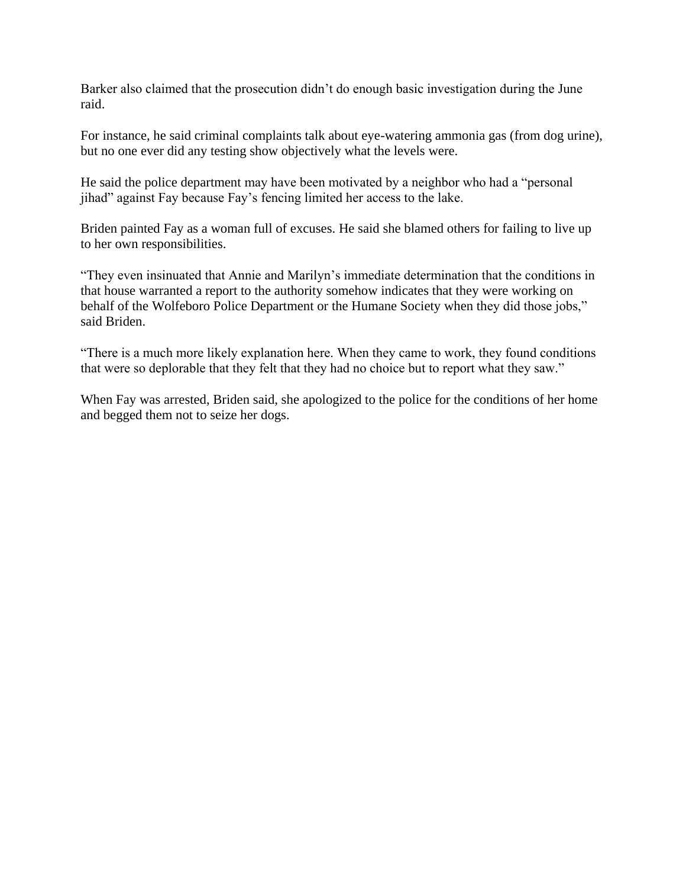Barker also claimed that the prosecution didn't do enough basic investigation during the June raid.

For instance, he said criminal complaints talk about eye-watering ammonia gas (from dog urine), but no one ever did any testing show objectively what the levels were.

He said the police department may have been motivated by a neighbor who had a "personal jihad" against Fay because Fay's fencing limited her access to the lake.

Briden painted Fay as a woman full of excuses. He said she blamed others for failing to live up to her own responsibilities.

"They even insinuated that Annie and Marilyn's immediate determination that the conditions in that house warranted a report to the authority somehow indicates that they were working on behalf of the Wolfeboro Police Department or the Humane Society when they did those jobs," said Briden.

"There is a much more likely explanation here. When they came to work, they found conditions that were so deplorable that they felt that they had no choice but to report what they saw."

When Fay was arrested, Briden said, she apologized to the police for the conditions of her home and begged them not to seize her dogs.